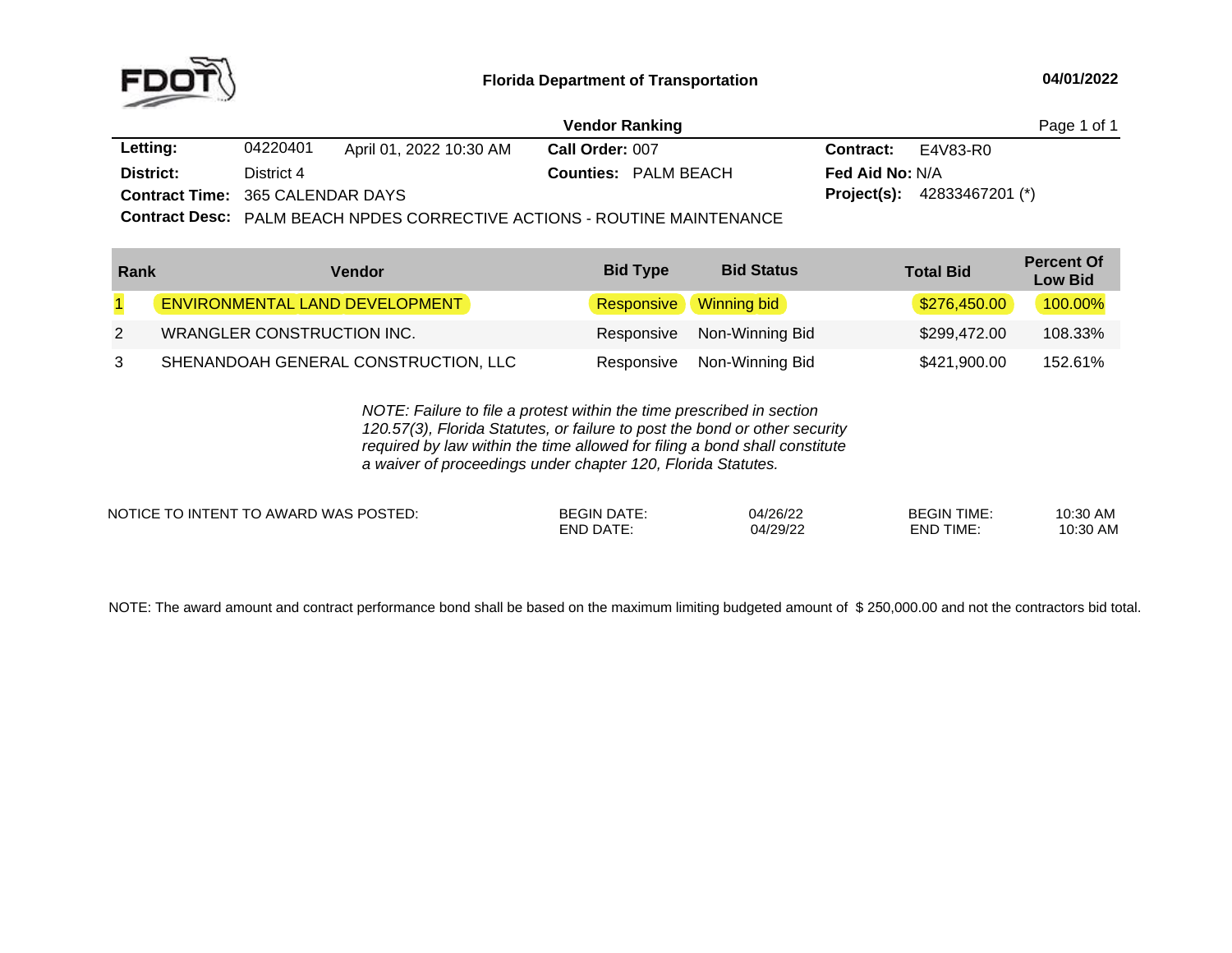**Florida Department of Transportation** 04/01/2022

## Vendor Ranking

| | | | |
|---|---|---|---|
| **Letting:** | 04220401 April 01, 2022 10:30 AM | **Call Order:** 007 | **Contract:** E4V83-R0 |
| **District:** | District 4 | **Counties:** PALM BEACH | **Fed Aid No:** N/A |
| **Contract Time:** | 365 CALENDAR DAYS | | **Project(s):** 42833467201 (*) |
| **Contract Desc:** | PALM BEACH NPDES CORRECTIVE ACTIONS - ROUTINE MAINTENANCE | | |

| Rank | Vendor | Bid Type | Bid Status | Total Bid | Percent Of Low Bid |
|---|---|---|---|---|---|
| 1 | ENVIRONMENTAL LAND DEVELOPMENT | Responsive | Winning bid | $276,450.00 | 100.00% |
| 2 | WRANGLER CONSTRUCTION INC. | Responsive | Non-Winning Bid | $299,472.00 | 108.33% |
| 3 | SHENANDOAH GENERAL CONSTRUCTION, LLC | Responsive | Non-Winning Bid | $421,900.00 | 152.61% |

*NOTE: Failure to file a protest within the time prescribed in section 120.57(3), Florida Statutes, or failure to post the bond or other security required by law within the time allowed for filing a bond shall constitute a waiver of proceedings under chapter 120, Florida Statutes.*

| NOTICE TO INTENT TO AWARD WAS POSTED: | | | | |
|---|---|---|---|---|
| | BEGIN DATE: | 04/26/22 | BEGIN TIME: | 10:30 AM |
| | END DATE: | 04/29/22 | END TIME: | 10:30 AM |

NOTE: The award amount and contract performance bond shall be based on the maximum limiting budgeted amount of $ 250,000.00 and not the contractors bid total.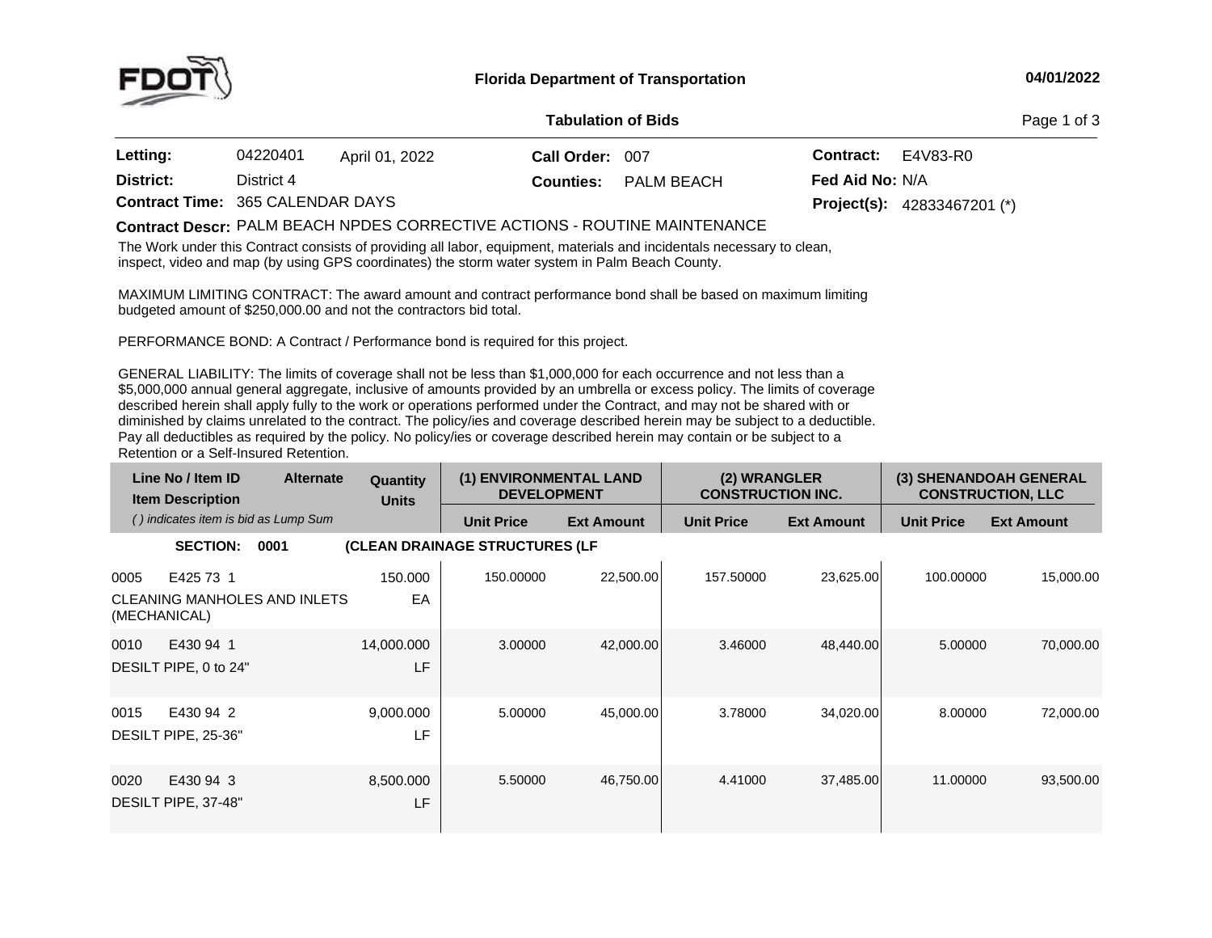Florida Department of Transportation

04/01/2022

## Tabulation of Bids

**Letting:** 04220401 April 01, 2022 **Call Order:** 007 **Contract:** E4V83-R0

**District:** District 4 **Counties:** PALM BEACH **Fed Aid No:** N/A

**Contract Time:** 365 CALENDAR DAYS **Project(s):** 42833467201 (*)

**Contract Descr:** PALM BEACH NPDES CORRECTIVE ACTIONS - ROUTINE MAINTENANCE

The Work under this Contract consists of providing all labor, equipment, materials and incidentals necessary to clean, inspect, video and map (by using GPS coordinates) the storm water system in Palm Beach County.

MAXIMUM LIMITING CONTRACT: The award amount and contract performance bond shall be based on maximum limiting budgeted amount of $250,000.00 and not the contractors bid total.

PERFORMANCE BOND: A Contract / Performance bond is required for this project.

GENERAL LIABILITY: The limits of coverage shall not be less than $1,000,000 for each occurrence and not less than a $5,000,000 annual general aggregate, inclusive of amounts provided by an umbrella or excess policy. The limits of coverage described herein shall apply fully to the work or operations performed under the Contract, and may not be shared with or diminished by claims unrelated to the contract. The policy/ies and coverage described herein may be subject to a deductible. Pay all deductibles as required by the policy. No policy/ies or coverage described herein may contain or be subject to a Retention or a Self-Insured Retention.

| Line No / Item ID / Item Description | Alternate | Quantity / Units | (1) ENVIRONMENTAL LAND DEVELOPMENT | | (2) WRANGLER CONSTRUCTION INC. | | (3) SHENANDOAH GENERAL CONSTRUCTION, LLC | |
|---|---|---|---|---|---|---|---|---|
| *( ) indicates item is bid as Lump Sum* | | | Unit Price | Ext Amount | Unit Price | Ext Amount | Unit Price | Ext Amount |
| **SECTION: 0001** | | **(CLEAN DRAINAGE STRUCTURES (LF** | | | | | | |
| 0005 E425 73 1 CLEANING MANHOLES AND INLETS (MECHANICAL) | | 150.000 EA | 150.00000 | 22,500.00 | 157.50000 | 23,625.00 | 100.00000 | 15,000.00 |
| 0010 E430 94 1 DESILT PIPE, 0 to 24" | | 14,000.000 LF | 3.00000 | 42,000.00 | 3.46000 | 48,440.00 | 5.00000 | 70,000.00 |
| 0015 E430 94 2 DESILT PIPE, 25-36" | | 9,000.000 LF | 5.00000 | 45,000.00 | 3.78000 | 34,020.00 | 8.00000 | 72,000.00 |
| 0020 E430 94 3 DESILT PIPE, 37-48" | | 8,500.000 LF | 5.50000 | 46,750.00 | 4.41000 | 37,485.00 | 11.00000 | 93,500.00 |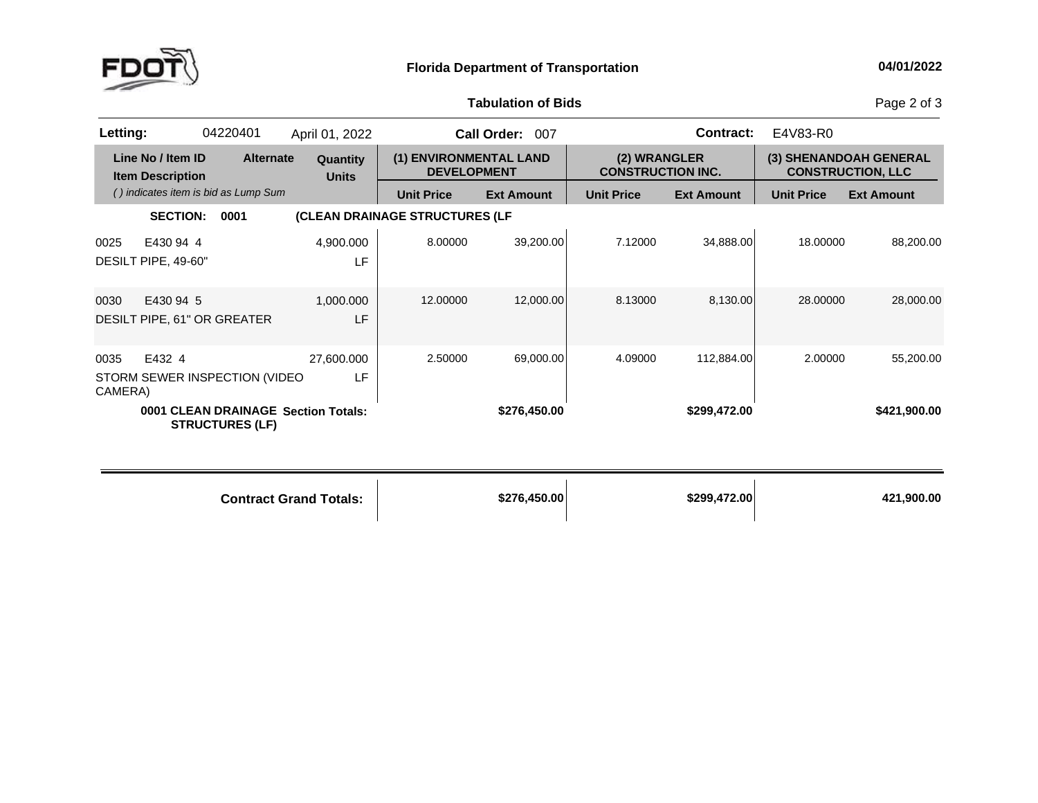# Florida Department of Transportation

04/01/2022

## Tabulation of Bids

**Letting:** 04220401 April 01, 2022 **Call Order:** 007 **Contract:** E4V83-R0

| Line No / Item ID<br>Item Description<br>*( ) indicates item is bid as Lump Sum* | Alternate | Quantity<br>Units | (1) ENVIRONMENTAL LAND DEVELOPMENT | | (2) WRANGLER CONSTRUCTION INC. | | (3) SHENANDOAH GENERAL CONSTRUCTION, LLC | |
|---|---|---|---|---|---|---|---|---|
| | | | **Unit Price** | **Ext Amount** | **Unit Price** | **Ext Amount** | **Unit Price** | **Ext Amount** |
| **SECTION: 0001** | | **(CLEAN DRAINAGE STRUCTURES (LF** | | | | | | |
| 0025 E430 94 4<br>DESILT PIPE, 49-60" | | 4,900.000<br>LF | 8.00000 | 39,200.00 | 7.12000 | 34,888.00 | 18.00000 | 88,200.00 |
| 0030 E430 94 5<br>DESILT PIPE, 61" OR GREATER | | 1,000.000<br>LF | 12.00000 | 12,000.00 | 8.13000 | 8,130.00 | 28.00000 | 28,000.00 |
| 0035 E432 4<br>STORM SEWER INSPECTION (VIDEO CAMERA) | | 27,600.000<br>LF | 2.50000 | 69,000.00 | 4.09000 | 112,884.00 | 2.00000 | 55,200.00 |
| **0001 CLEAN DRAINAGE STRUCTURES (LF)** | **Section Totals:** | | | **$276,450.00** | | **$299,472.00** | | **$421,900.00** |
| | **Contract Grand Totals:** | | | **$276,450.00** | | **$299,472.00** | | **421,900.00** |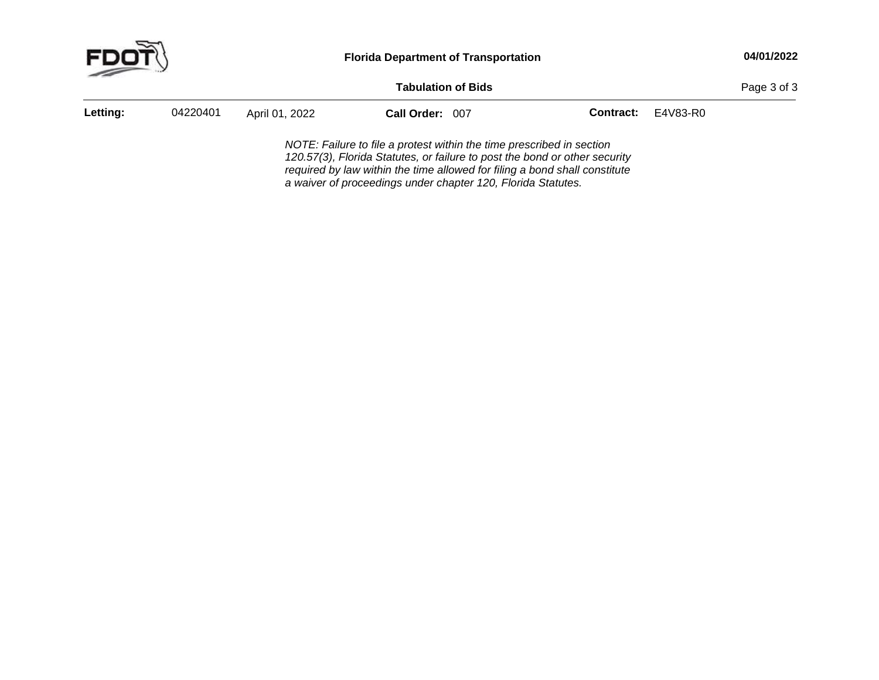**Letting:** 04220401 April 01, 2022 **Call Order:** 007 **Contract:** E4V83-R0

*NOTE: Failure to file a protest within the time prescribed in section 120.57(3), Florida Statutes, or failure to post the bond or other security required by law within the time allowed for filing a bond shall constitute a waiver of proceedings under chapter 120, Florida Statutes.*